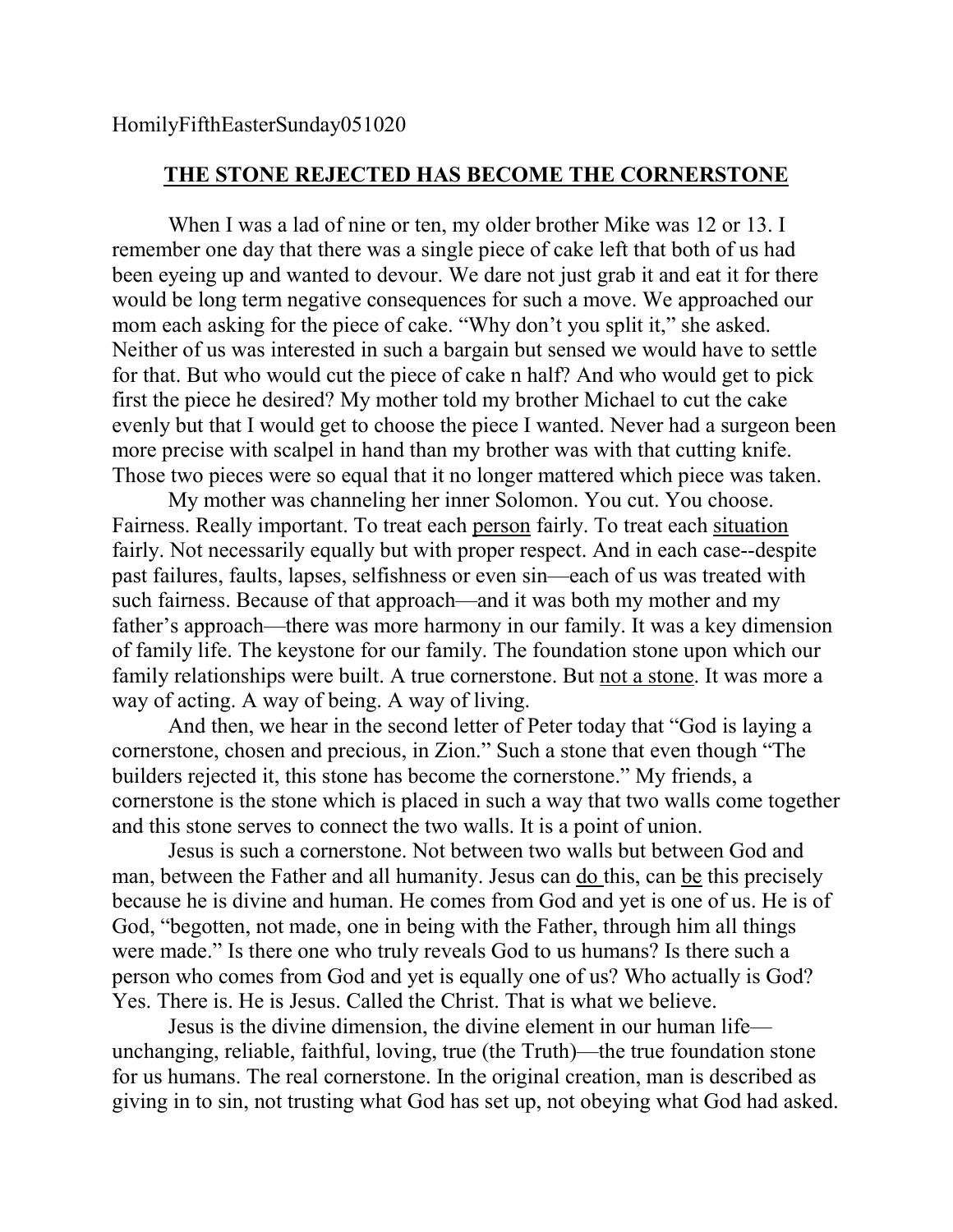HomilyFifthEasterSunday051020

## **THE STONE REJECTED HAS BECOME THE CORNERSTONE**

When I was a lad of nine or ten, my older brother Mike was 12 or 13. I remember one day that there was a single piece of cake left that both of us had been eyeing up and wanted to devour. We dare not just grab it and eat it for there would be long term negative consequences for such a move. We approached our mom each asking for the piece of cake. "Why don't you split it," she asked. Neither of us was interested in such a bargain but sensed we would have to settle for that. But who would cut the piece of cake n half? And who would get to pick first the piece he desired? My mother told my brother Michael to cut the cake evenly but that I would get to choose the piece I wanted. Never had a surgeon been more precise with scalpel in hand than my brother was with that cutting knife. Those two pieces were so equal that it no longer mattered which piece was taken.

My mother was channeling her inner Solomon. You cut. You choose. Fairness. Really important. To treat each person fairly. To treat each situation fairly. Not necessarily equally but with proper respect. And in each case--despite past failures, faults, lapses, selfishness or even sin—each of us was treated with such fairness. Because of that approach—and it was both my mother and my father's approach—there was more harmony in our family. It was a key dimension of family life. The keystone for our family. The foundation stone upon which our family relationships were built. A true cornerstone. But not a stone. It was more a way of acting. A way of being. A way of living.

And then, we hear in the second letter of Peter today that "God is laying a cornerstone, chosen and precious, in Zion." Such a stone that even though "The builders rejected it, this stone has become the cornerstone." My friends, a cornerstone is the stone which is placed in such a way that two walls come together and this stone serves to connect the two walls. It is a point of union.

Jesus is such a cornerstone. Not between two walls but between God and man, between the Father and all humanity. Jesus can do this, can be this precisely because he is divine and human. He comes from God and yet is one of us. He is of God, "begotten, not made, one in being with the Father, through him all things were made." Is there one who truly reveals God to us humans? Is there such a person who comes from God and yet is equally one of us? Who actually is God? Yes. There is. He is Jesus. Called the Christ. That is what we believe.

Jesus is the divine dimension, the divine element in our human life—unchanging, reliable, faithful, loving, true (the Truth)—the true foundation stone for us humans. The real cornerstone. In the original creation, man is described as giving in to sin, not trusting what God has set up, not obeying what God had asked.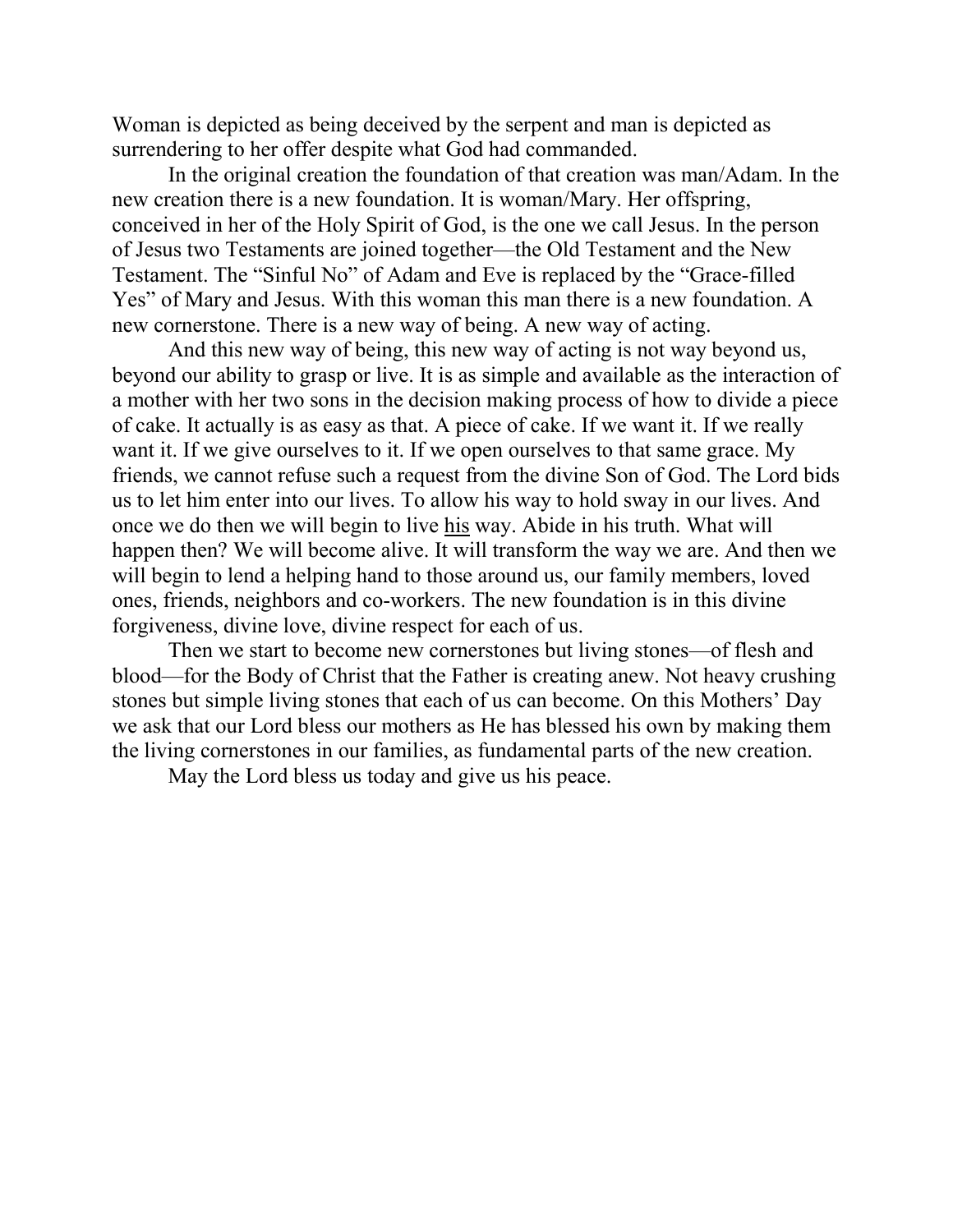Woman is depicted as being deceived by the serpent and man is depicted as surrendering to her offer despite what God had commanded.

In the original creation the foundation of that creation was man/Adam. In the new creation there is a new foundation. It is woman/Mary. Her offspring, conceived in her of the Holy Spirit of God, is the one we call Jesus. In the person of Jesus two Testaments are joined together—the Old Testament and the New Testament. The "Sinful No" of Adam and Eve is replaced by the "Grace-filled Yes" of Mary and Jesus. With this woman this man there is a new foundation. A new cornerstone. There is a new way of being. A new way of acting.

And this new way of being, this new way of acting is not way beyond us, beyond our ability to grasp or live. It is as simple and available as the interaction of a mother with her two sons in the decision making process of how to divide a piece of cake. It actually is as easy as that. A piece of cake. If we want it. If we really want it. If we give ourselves to it. If we open ourselves to that same grace. My friends, we cannot refuse such a request from the divine Son of God. The Lord bids us to let him enter into our lives. To allow his way to hold sway in our lives. And once we do then we will begin to live <u>his</u> way. Abide in his truth. What will happen then? We will become alive. It will transform the way we are. And then we will begin to lend a helping hand to those around us, our family members, loved ones, friends, neighbors and co-workers. The new foundation is in this divine forgiveness, divine love, divine respect for each of us.

Then we start to become new cornerstones but living stones—of flesh and blood—for the Body of Christ that the Father is creating anew. Not heavy crushing stones but simple living stones that each of us can become. On this Mothers' Day we ask that our Lord bless our mothers as He has blessed his own by making them the living cornerstones in our families, as fundamental parts of the new creation.

May the Lord bless us today and give us his peace.